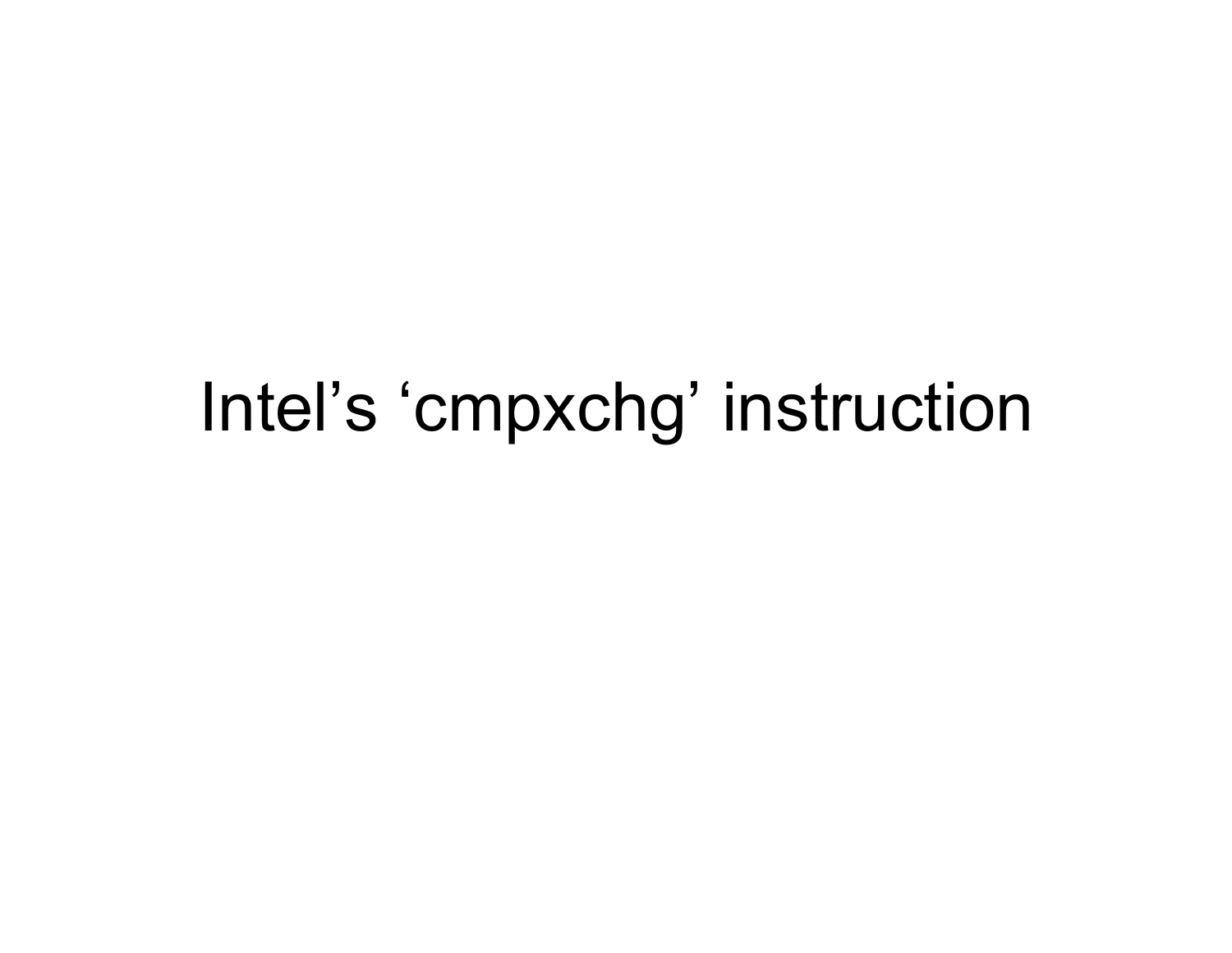# Intel’s ‘cmpxchg’ instruction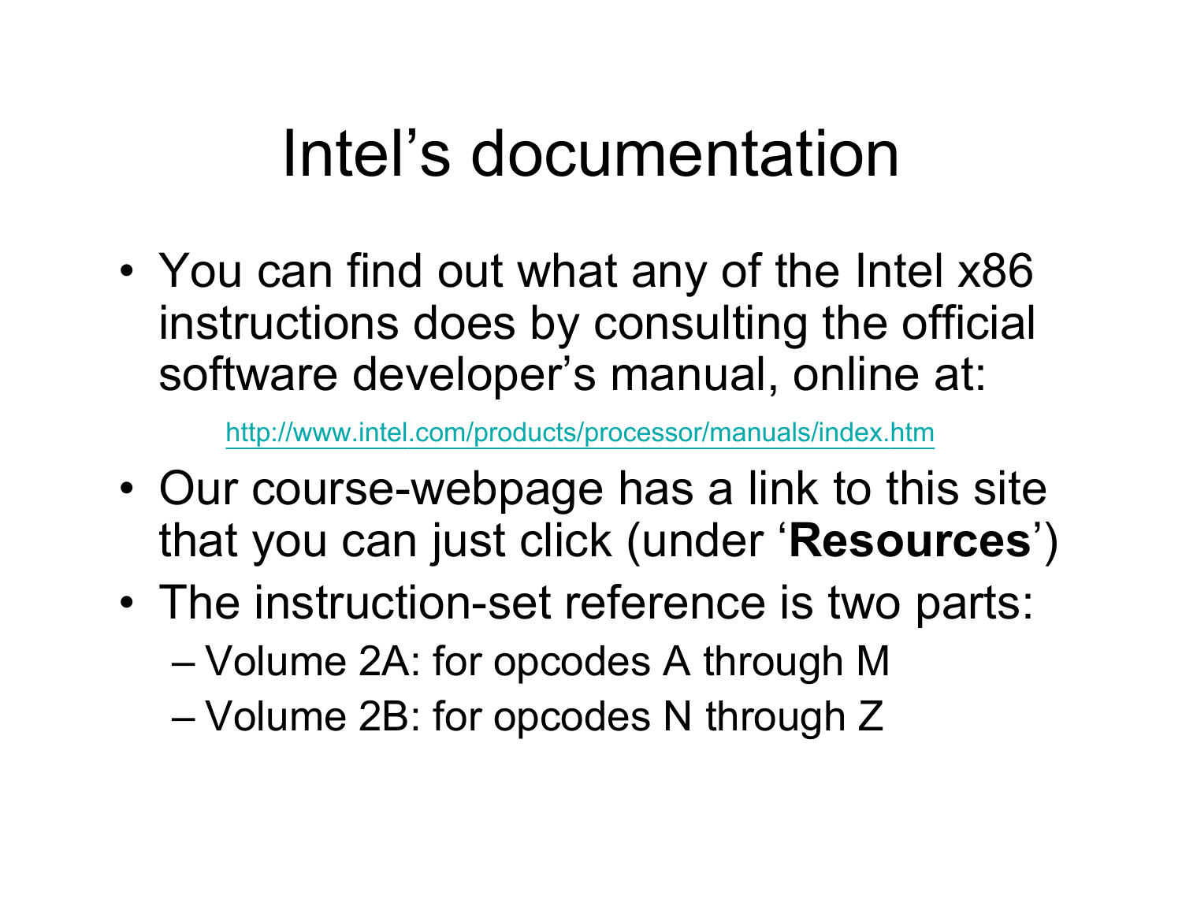# Intel’s documentation

- You can find out what any of the Intel x86 instructions does by consulting the official software developer’s manual, online at:

  http://www.intel.com/products/processor/manuals/index.htm

- Our course-webpage has a link to this site that you can just click (under ‘**Resources**’)
- The instruction-set reference is two parts:
  - Volume 2A: for opcodes A through M
  - Volume 2B: for opcodes N through Z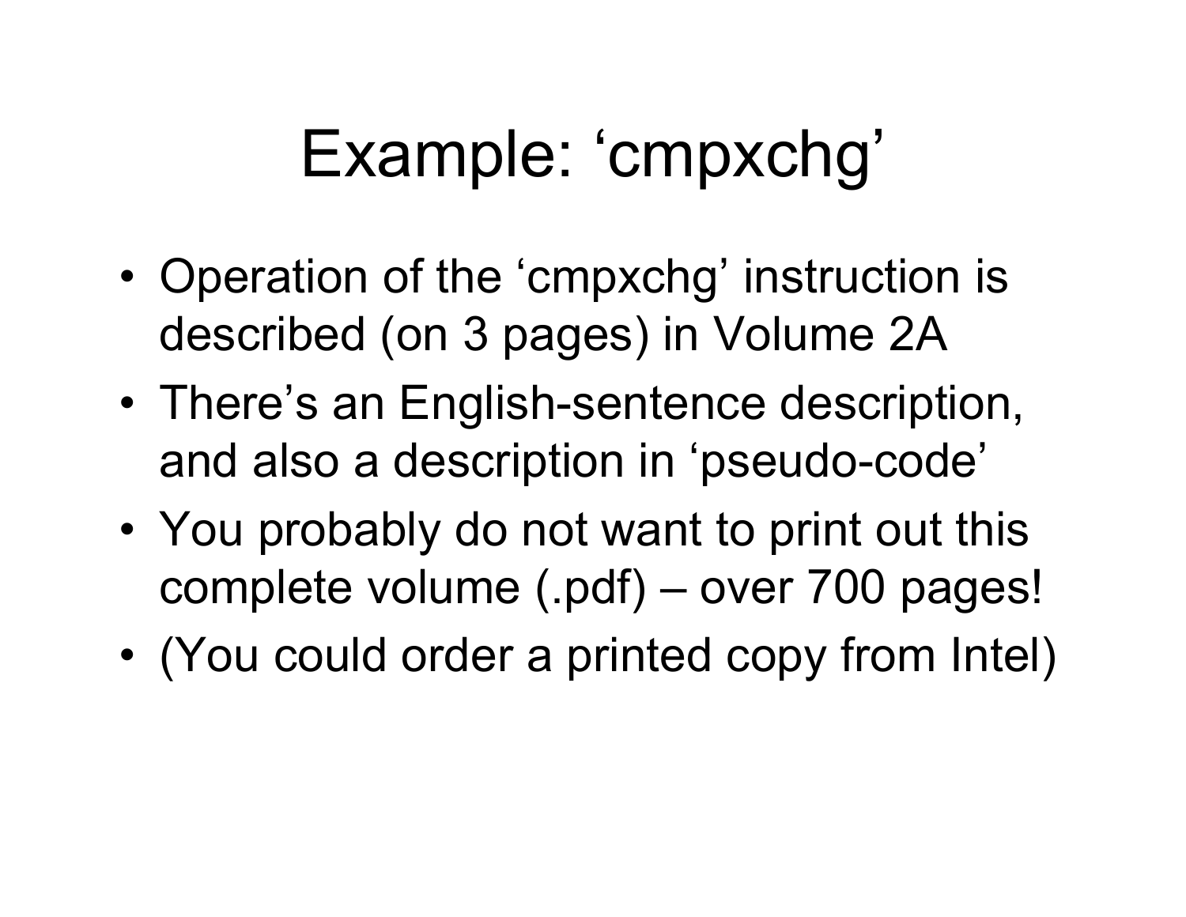# Example: ‘cmpxchg’

- Operation of the ‘cmpxchg’ instruction is described (on 3 pages) in Volume 2A
- There’s an English-sentence description, and also a description in ‘pseudo-code’
- You probably do not want to print out this complete volume (.pdf) – over 700 pages!
- (You could order a printed copy from Intel)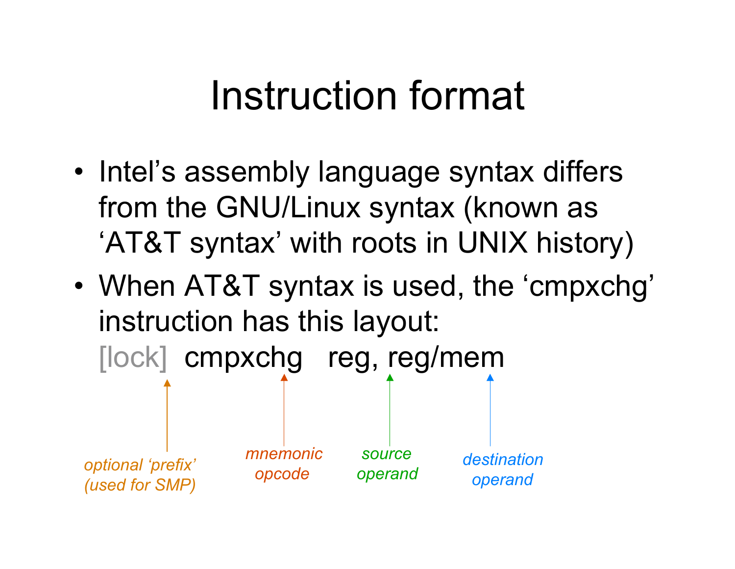# Instruction format

- Intel's assembly language syntax differs from the GNU/Linux syntax (known as 'AT&T syntax' with roots in UNIX history)
- When AT&T syntax is used, the 'cmpxchg' instruction has this layout:

```
[lock]  cmpxchg   reg, reg/mem
```

- *optional 'prefix' (used for SMP)* → [lock]
- *mnemonic opcode* → cmpxchg
- *source operand* → reg
- *destination operand* → reg/mem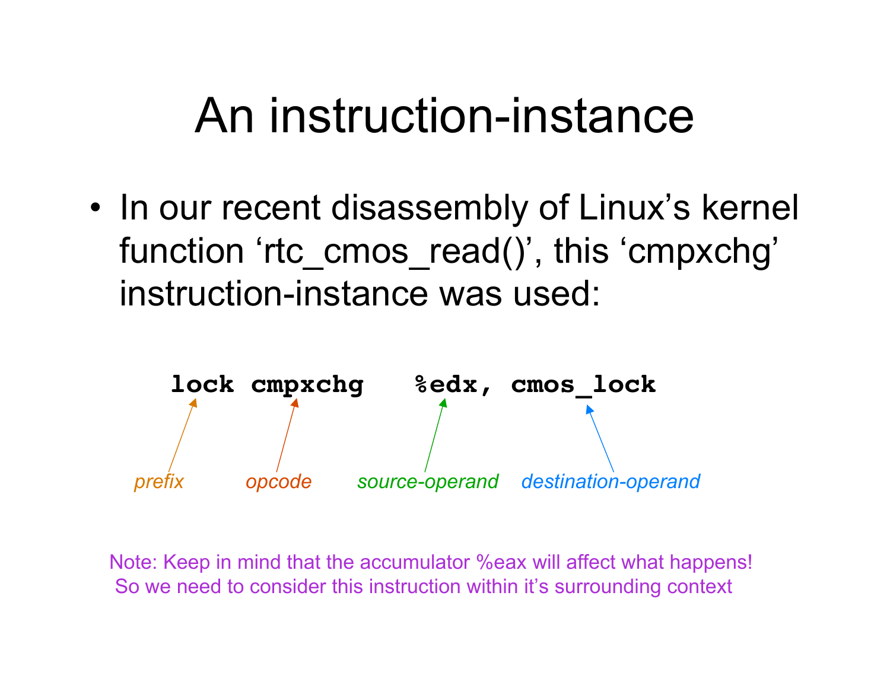# An instruction-instance

- In our recent disassembly of Linux's kernel function 'rtc_cmos_read()', this 'cmpxchg' instruction-instance was used:

```
lock cmpxchg   %edx, cmos_lock
```

*prefix* (lock) *opcode* (cmpxchg) *source-operand* (%edx) *destination-operand* (cmos_lock)

Note: Keep in mind that the accumulator %eax will affect what happens! So we need to consider this instruction within it's surrounding context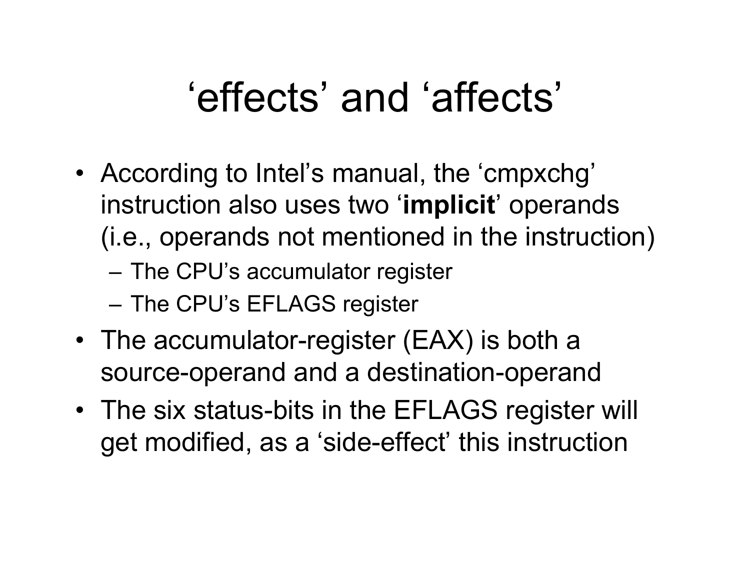# 'effects' and 'affects'

- According to Intel's manual, the 'cmpxchg' instruction also uses two '**implicit**' operands (i.e., operands not mentioned in the instruction)
  - The CPU's accumulator register
  - The CPU's EFLAGS register
- The accumulator-register (EAX) is both a source-operand and a destination-operand
- The six status-bits in the EFLAGS register will get modified, as a 'side-effect' this instruction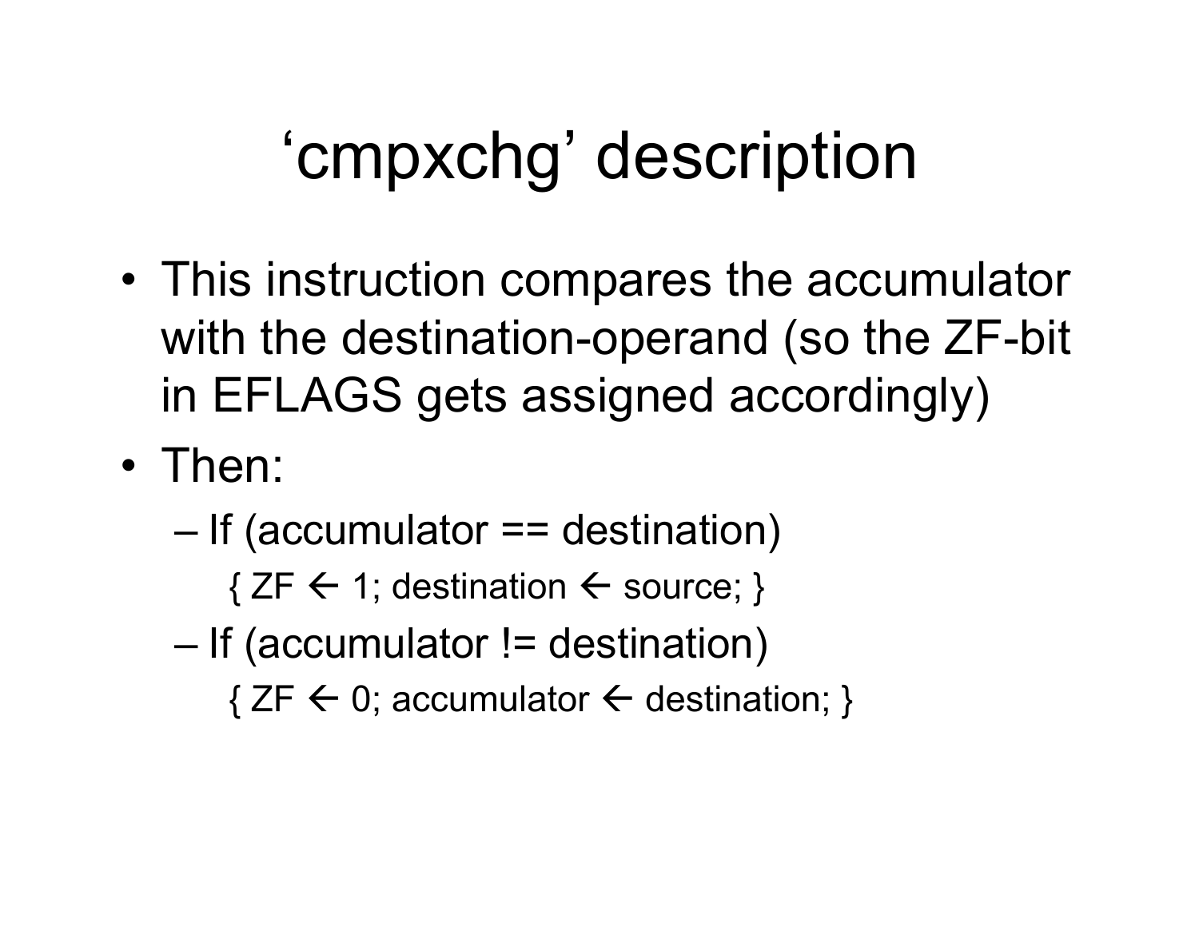# ‘cmpxchg’ description

- This instruction compares the accumulator with the destination-operand (so the ZF-bit in EFLAGS gets assigned accordingly)
- Then:
  - If (accumulator == destination)

    { ZF ← 1; destination ← source; }
  - If (accumulator != destination)

    { ZF ← 0; accumulator ← destination; }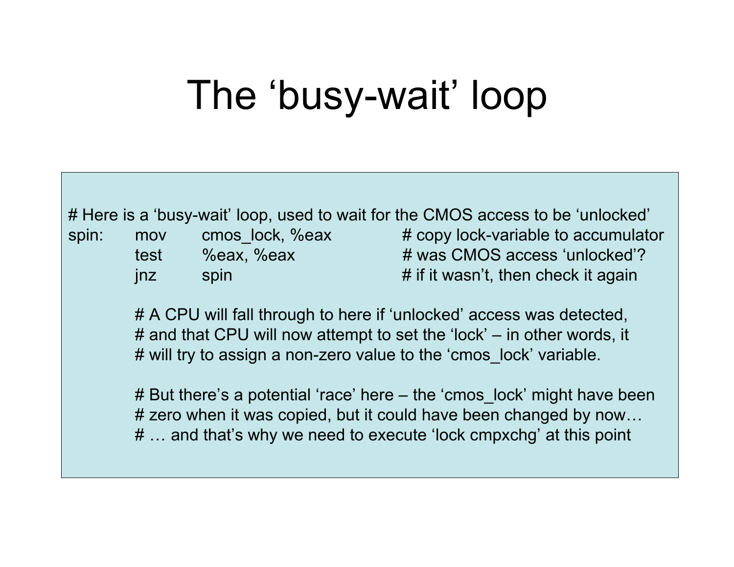# The 'busy-wait' loop

```
# Here is a 'busy-wait' loop, used to wait for the CMOS access to be 'unlocked'
spin:   mov     cmos_lock, %eax         # copy lock-variable to accumulator
        test    %eax, %eax              # was CMOS access 'unlocked'?
        jnz     spin                    # if it wasn't, then check it again

        # A CPU will fall through to here if 'unlocked' access was detected,
        # and that CPU will now attempt to set the 'lock' – in other words, it
        # will try to assign a non-zero value to the 'cmos_lock' variable.

        # But there's a potential 'race' here – the 'cmos_lock' might have been
        # zero when it was copied, but it could have been changed by now…
        # … and that's why we need to execute 'lock cmpxchg' at this point
```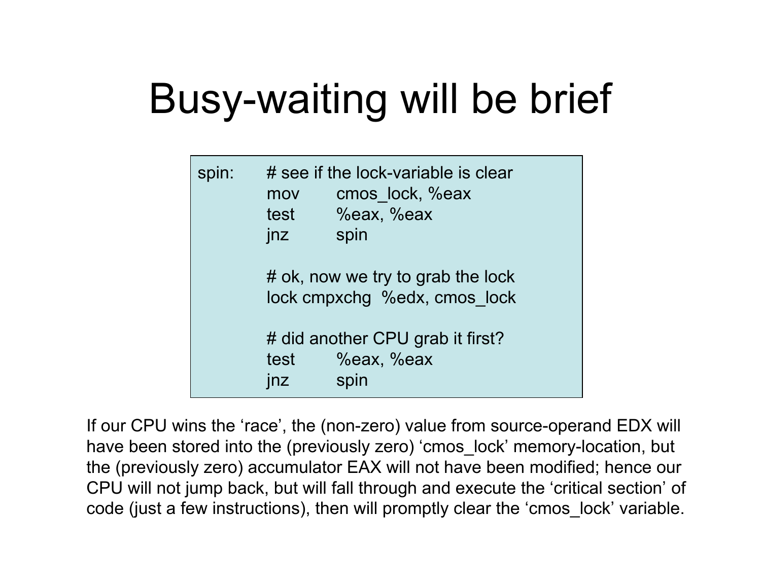# Busy-waiting will be brief

```
spin:   # see if the lock-variable is clear
        mov     cmos_lock, %eax
        test    %eax, %eax
        jnz     spin

        # ok, now we try to grab the lock
        lock cmpxchg  %edx, cmos_lock

        # did another CPU grab it first?
        test    %eax, %eax
        jnz     spin
```

If our CPU wins the ‘race’, the (non-zero) value from source-operand EDX will have been stored into the (previously zero) ‘cmos_lock’ memory-location, but the (previously zero) accumulator EAX will not have been modified; hence our CPU will not jump back, but will fall through and execute the ‘critical section’ of code (just a few instructions), then will promptly clear the ‘cmos_lock’ variable.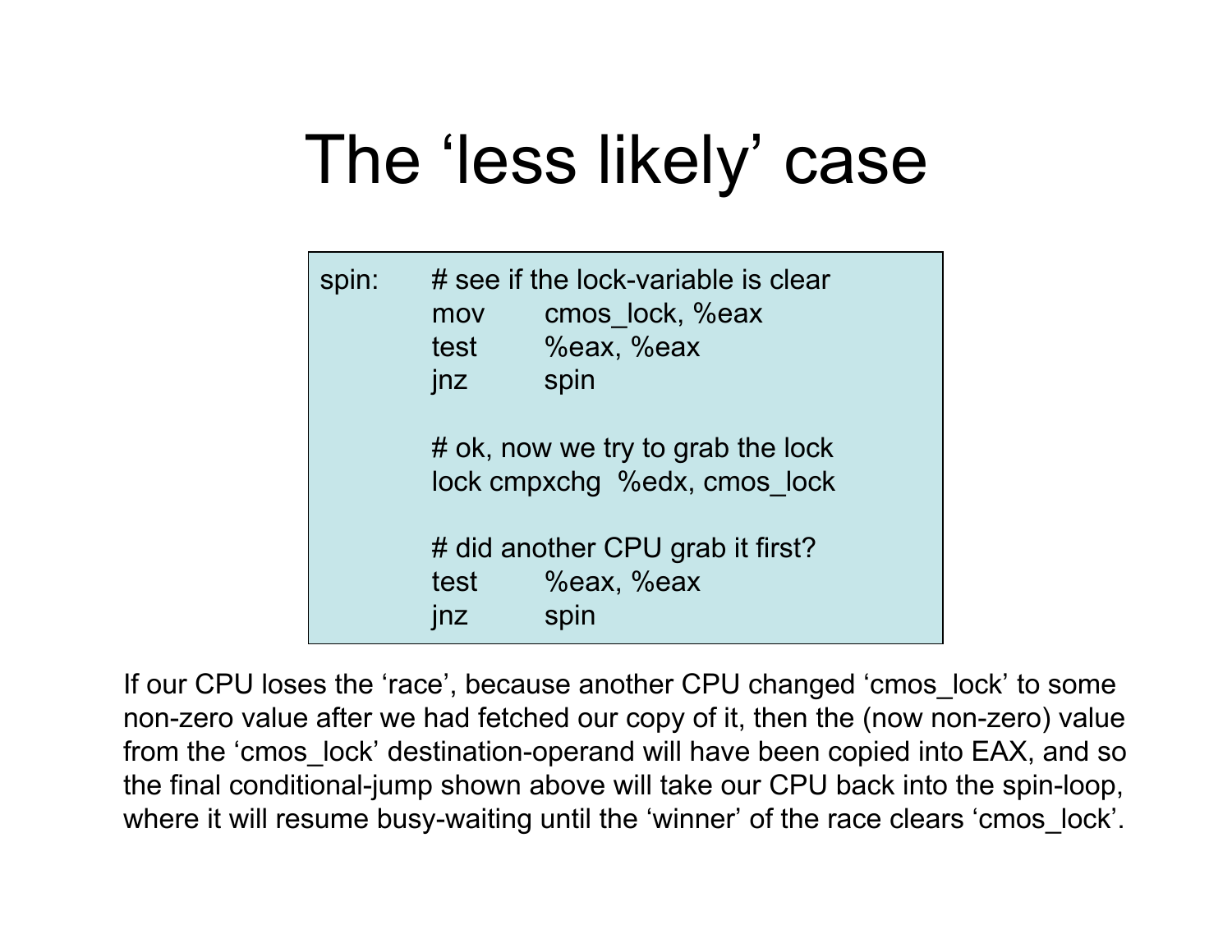# The 'less likely' case

```
spin:   # see if the lock-variable is clear
        mov     cmos_lock, %eax
        test    %eax, %eax
        jnz     spin

        # ok, now we try to grab the lock
        lock cmpxchg  %edx, cmos_lock

        # did another CPU grab it first?
        test    %eax, %eax
        jnz     spin
```

If our CPU loses the 'race', because another CPU changed 'cmos_lock' to some non-zero value after we had fetched our copy of it, then the (now non-zero) value from the 'cmos_lock' destination-operand will have been copied into EAX, and so the final conditional-jump shown above will take our CPU back into the spin-loop, where it will resume busy-waiting until the 'winner' of the race clears 'cmos_lock'.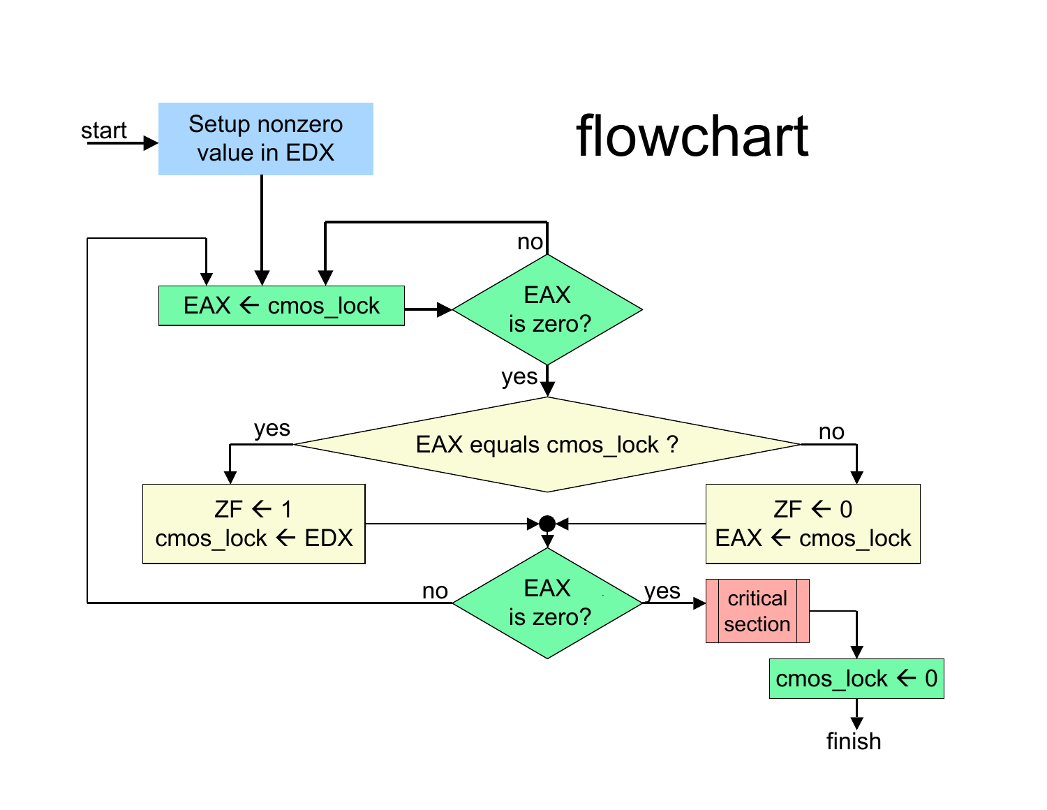# flowchart

start

Setup nonzero value in EDX

EAX ← cmos_lock

EAX is zero? (no → EAX ← cmos_lock)

yes

EAX equals cmos_lock ?

yes: ZF ← 1, cmos_lock ← EDX

no: ZF ← 0, EAX ← cmos_lock

EAX is zero? (no → EAX ← cmos_lock)

yes: critical section

cmos_lock ← 0

finish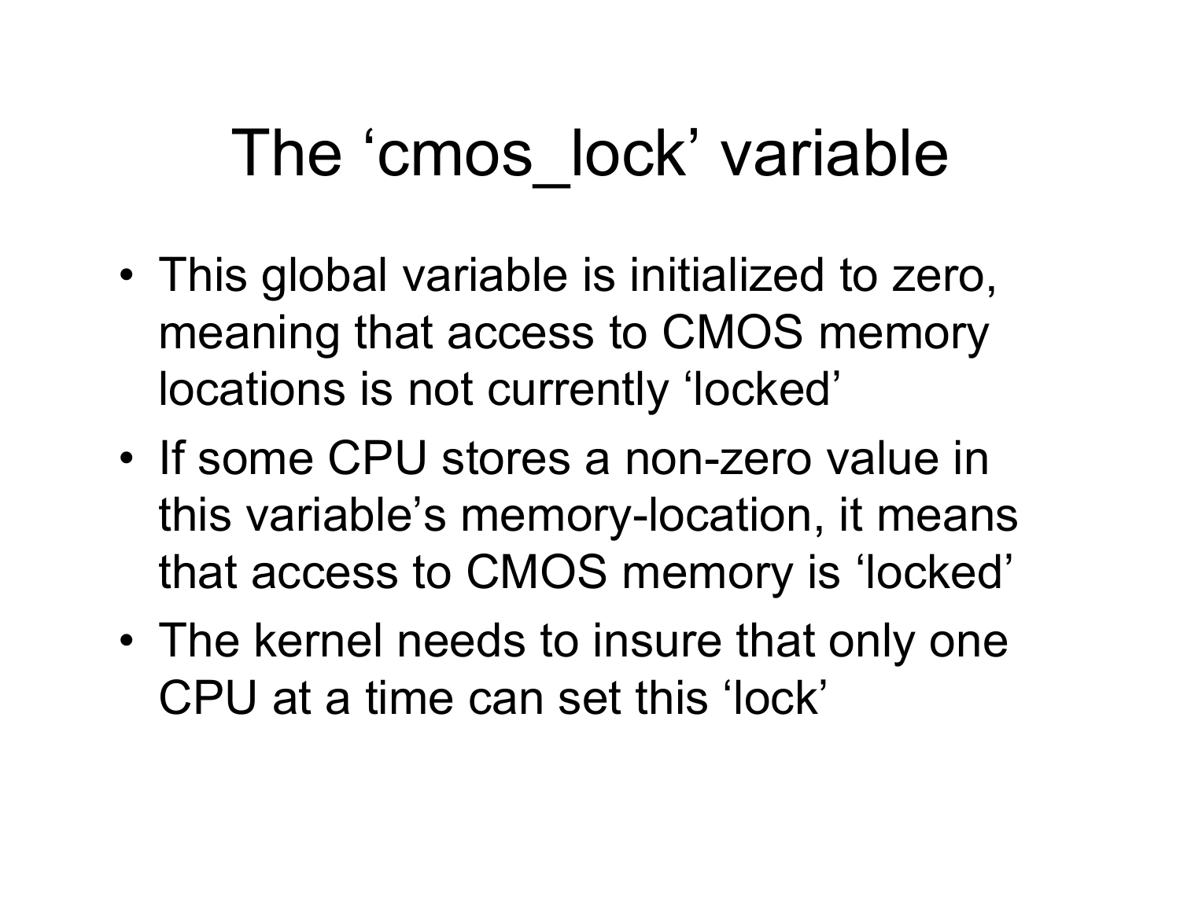# The 'cmos_lock' variable

- This global variable is initialized to zero, meaning that access to CMOS memory locations is not currently 'locked'
- If some CPU stores a non-zero value in this variable's memory-location, it means that access to CMOS memory is 'locked'
- The kernel needs to insure that only one CPU at a time can set this 'lock'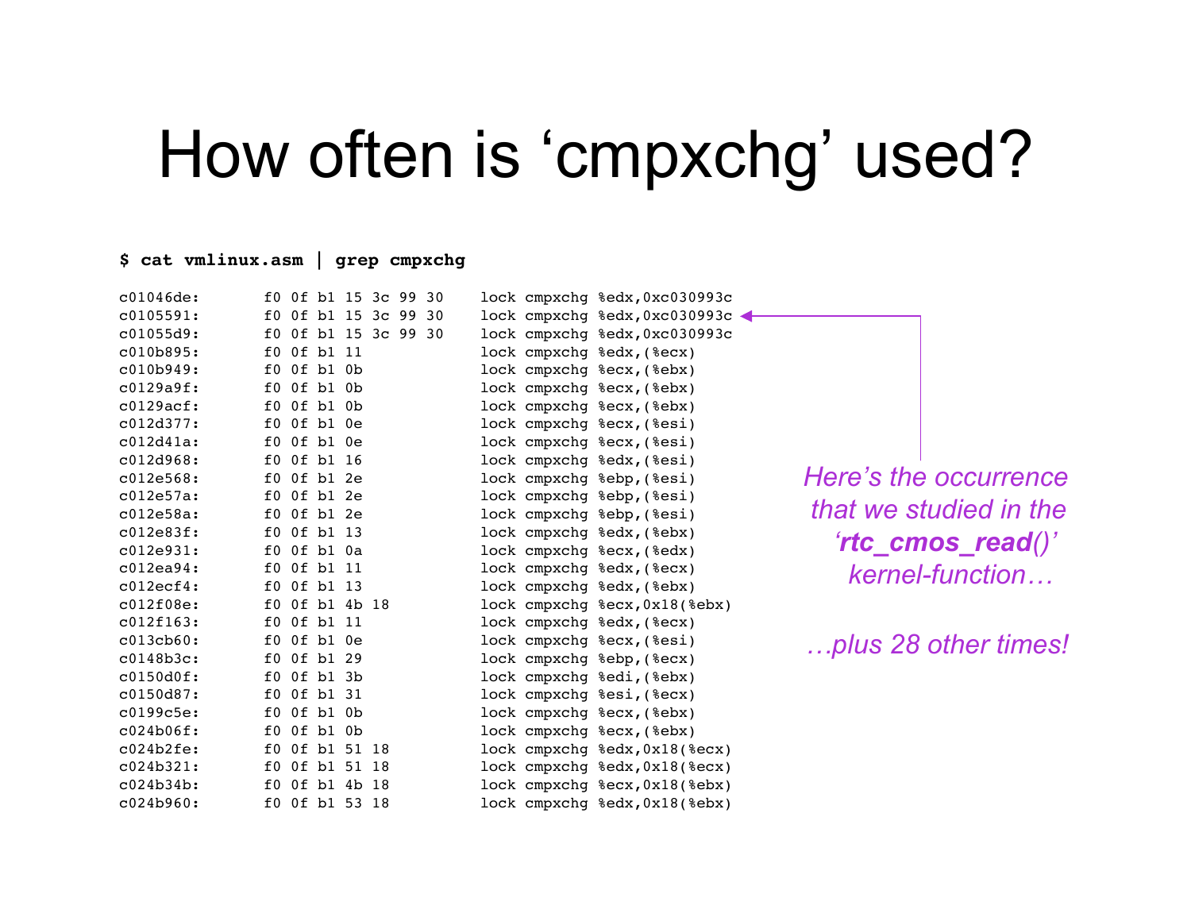# How often is ‘cmpxchg’ used?

```
$ cat vmlinux.asm | grep cmpxchg

c01046de:       f0 0f b1 15 3c 99 30    lock cmpxchg %edx,0xc030993c
c0105591:       f0 0f b1 15 3c 99 30    lock cmpxchg %edx,0xc030993c
c01055d9:       f0 0f b1 15 3c 99 30    lock cmpxchg %edx,0xc030993c
c010b895:       f0 0f b1 11             lock cmpxchg %edx,(%ecx)
c010b949:       f0 0f b1 0b             lock cmpxchg %ecx,(%ebx)
c0129a9f:       f0 0f b1 0b             lock cmpxchg %ecx,(%ebx)
c0129acf:       f0 0f b1 0b             lock cmpxchg %ecx,(%ebx)
c012d377:       f0 0f b1 0e             lock cmpxchg %ecx,(%esi)
c012d41a:       f0 0f b1 0e             lock cmpxchg %ecx,(%esi)
c012d968:       f0 0f b1 16             lock cmpxchg %edx,(%esi)
c012e568:       f0 0f b1 2e             lock cmpxchg %ebp,(%esi)
c012e57a:       f0 0f b1 2e             lock cmpxchg %ebp,(%esi)
c012e58a:       f0 0f b1 2e             lock cmpxchg %ebp,(%esi)
c012e83f:       f0 0f b1 13             lock cmpxchg %edx,(%ebx)
c012e931:       f0 0f b1 0a             lock cmpxchg %ecx,(%edx)
c012ea94:       f0 0f b1 11             lock cmpxchg %edx,(%ecx)
c012ecf4:       f0 0f b1 13             lock cmpxchg %edx,(%ebx)
c012f08e:       f0 0f b1 4b 18          lock cmpxchg %ecx,0x18(%ebx)
c012f163:       f0 0f b1 11             lock cmpxchg %edx,(%ecx)
c013cb60:       f0 0f b1 0e             lock cmpxchg %ecx,(%esi)
c0148b3c:       f0 0f b1 29             lock cmpxchg %ebp,(%ecx)
c0150d0f:       f0 0f b1 3b             lock cmpxchg %edi,(%ebx)
c0150d87:       f0 0f b1 31             lock cmpxchg %esi,(%ecx)
c0199c5e:       f0 0f b1 0b             lock cmpxchg %ecx,(%ebx)
c024b06f:       f0 0f b1 0b             lock cmpxchg %ecx,(%ebx)
c024b2fe:       f0 0f b1 51 18          lock cmpxchg %edx,0x18(%ecx)
c024b321:       f0 0f b1 51 18          lock cmpxchg %edx,0x18(%ecx)
c024b34b:       f0 0f b1 4b 18          lock cmpxchg %ecx,0x18(%ebx)
c024b960:       f0 0f b1 53 18          lock cmpxchg %edx,0x18(%ebx)
```

*Here’s the occurrence that we studied in the* ***‘rtc_cmos_read()’*** *kernel-function…* (referring to the line at c0105591)

*…plus 28 other times!*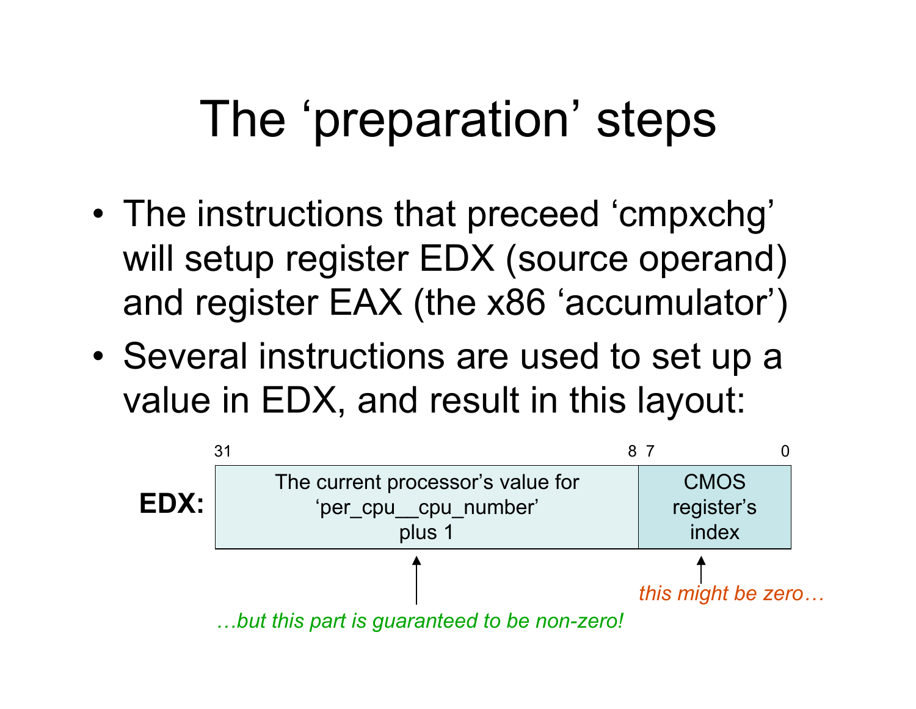# The 'preparation' steps

- The instructions that preceed 'cmpxchg' will setup register EDX (source operand) and register EAX (the x86 'accumulator')
- Several instructions are used to set up a value in EDX, and result in this layout:

**EDX:**

| 31 — 8 | 7 — 0 |
|---|---|
| The current processor's value for 'per_cpu__cpu_number' plus 1 | CMOS register's index |
| *…but this part is guaranteed to be non-zero!* | *this might be zero…* |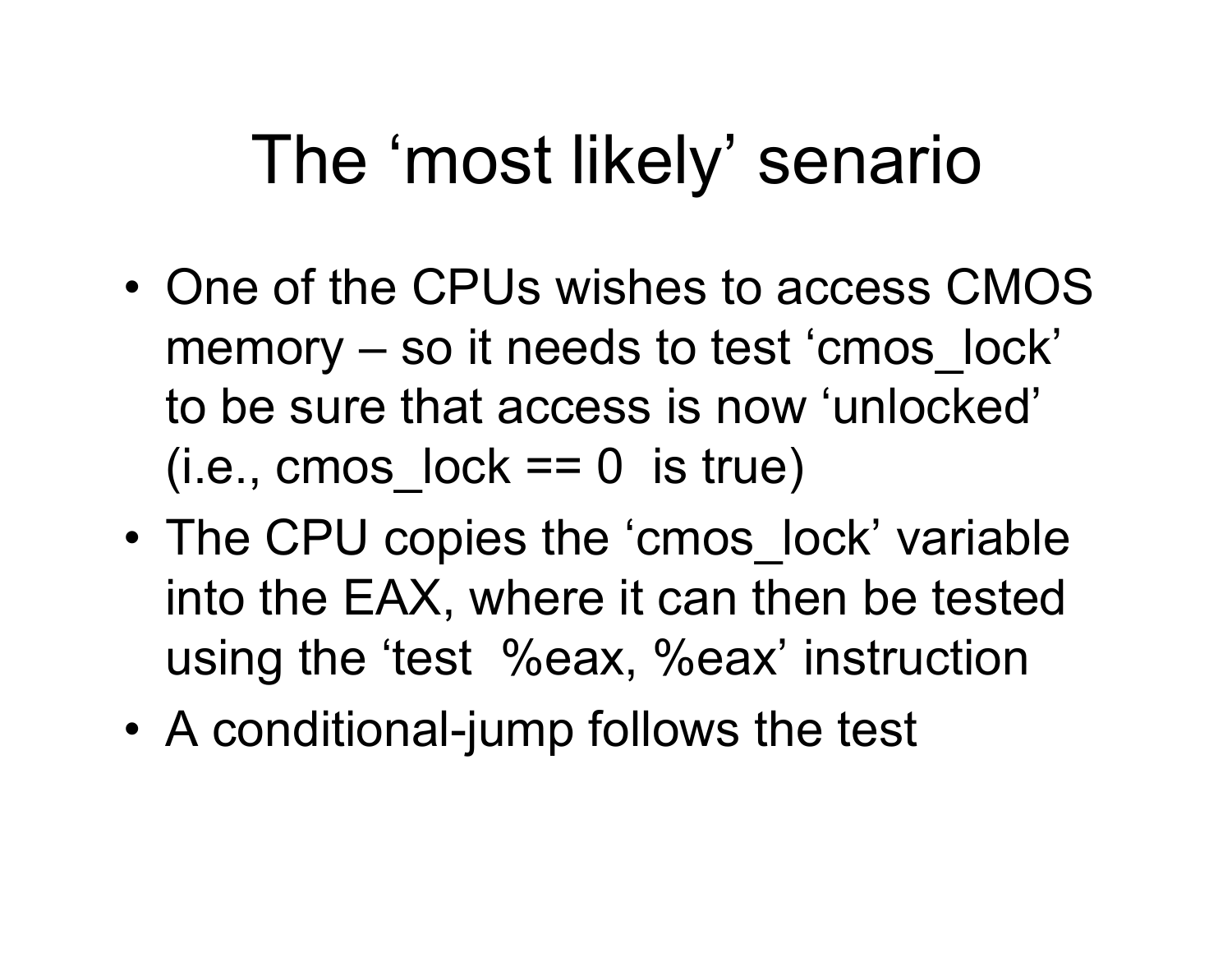# The ‘most likely’ senario

- One of the CPUs wishes to access CMOS memory – so it needs to test ‘cmos_lock’ to be sure that access is now ‘unlocked’ (i.e., cmos_lock == 0 is true)
- The CPU copies the ‘cmos_lock’ variable into the EAX, where it can then be tested using the ‘test %eax, %eax’ instruction
- A conditional-jump follows the test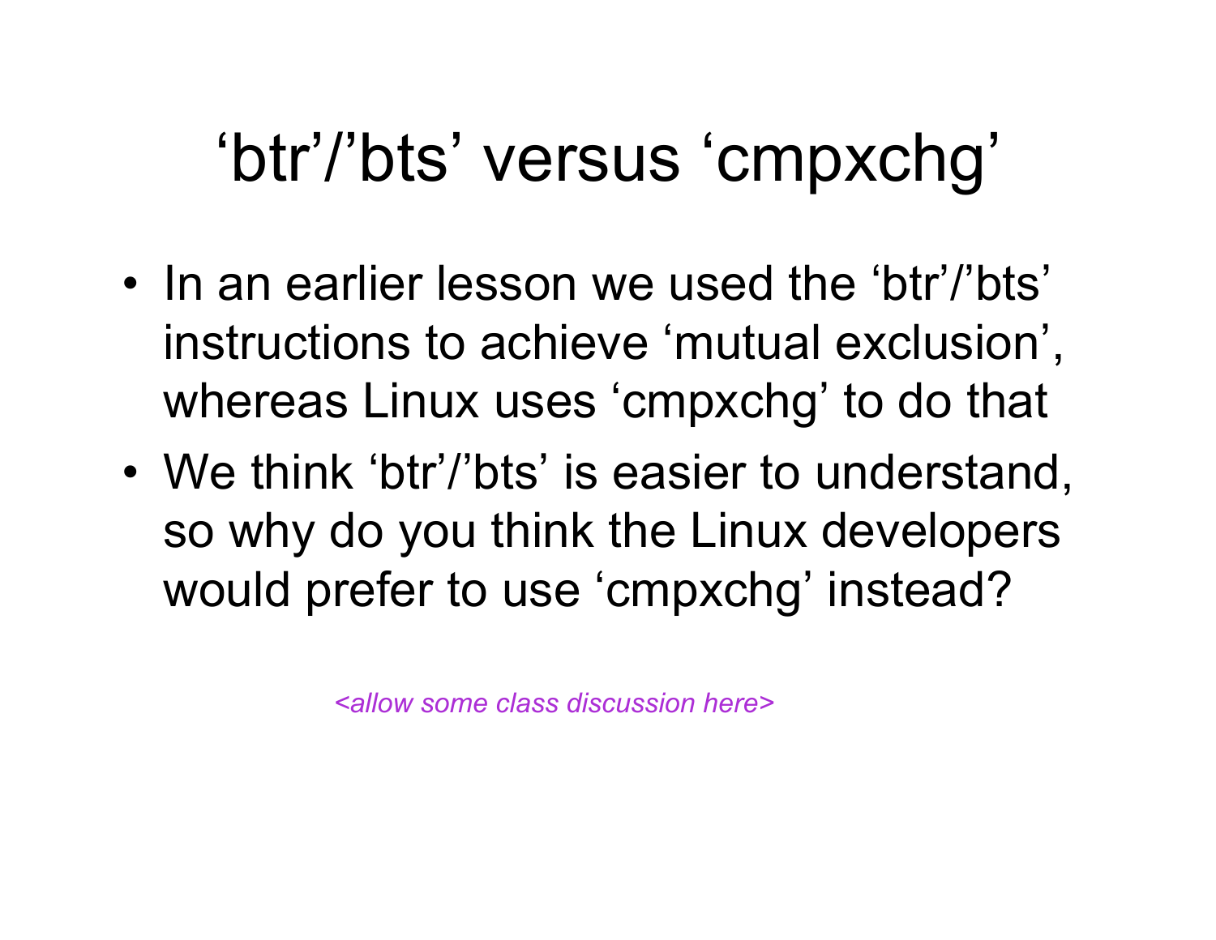# ‘btr’/’bts’ versus ‘cmpxchg’

- In an earlier lesson we used the ‘btr’/’bts’ instructions to achieve ‘mutual exclusion’, whereas Linux uses ‘cmpxchg’ to do that
- We think ‘btr’/’bts’ is easier to understand, so why do you think the Linux developers would prefer to use ‘cmpxchg’ instead?

*<allow some class discussion here>*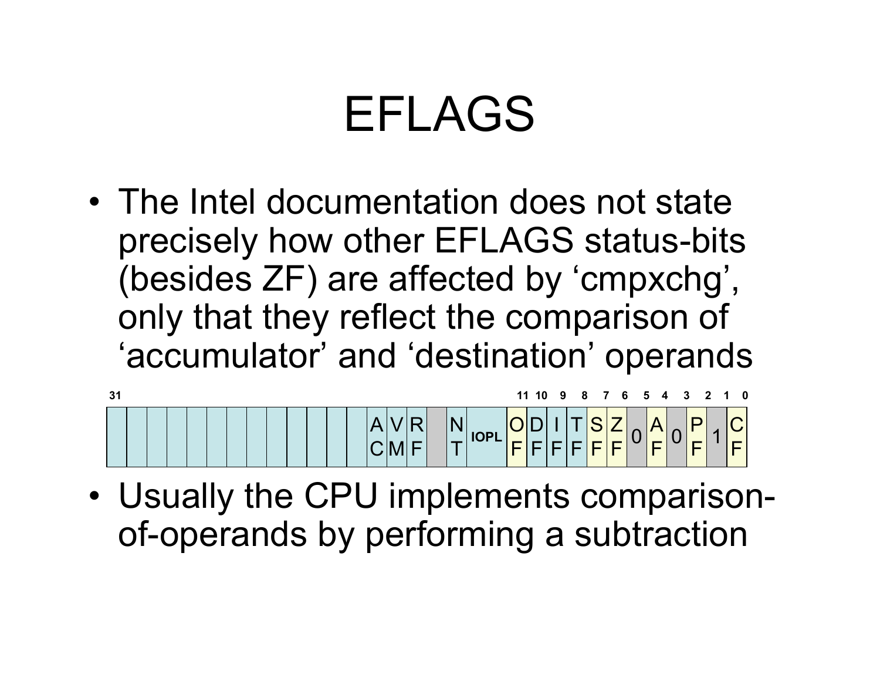# EFLAGS

- The Intel documentation does not state precisely how other EFLAGS status-bits (besides ZF) are affected by 'cmpxchg', only that they reflect the comparison of 'accumulator' and 'destination' operands

| 31 | | | | | | | | | | | | | | | | | | 11 | 10 | 9 | 8 | 7 | 6 | 5 | 4 | 3 | 2 | 1 | 0 |
|---|---|---|---|---|---|---|---|---|---|---|---|---|---|---|---|---|---|---|---|---|---|---|---|---|---|---|---|---|---|
| | | | | | | | | | | | | | AC | VM | RF | | NT | IOPL | OF | DF | IF | TF | SF | ZF | 0 | AF | 0 | PF | 1 | CF |

- Usually the CPU implements comparison-of-operands by performing a subtraction